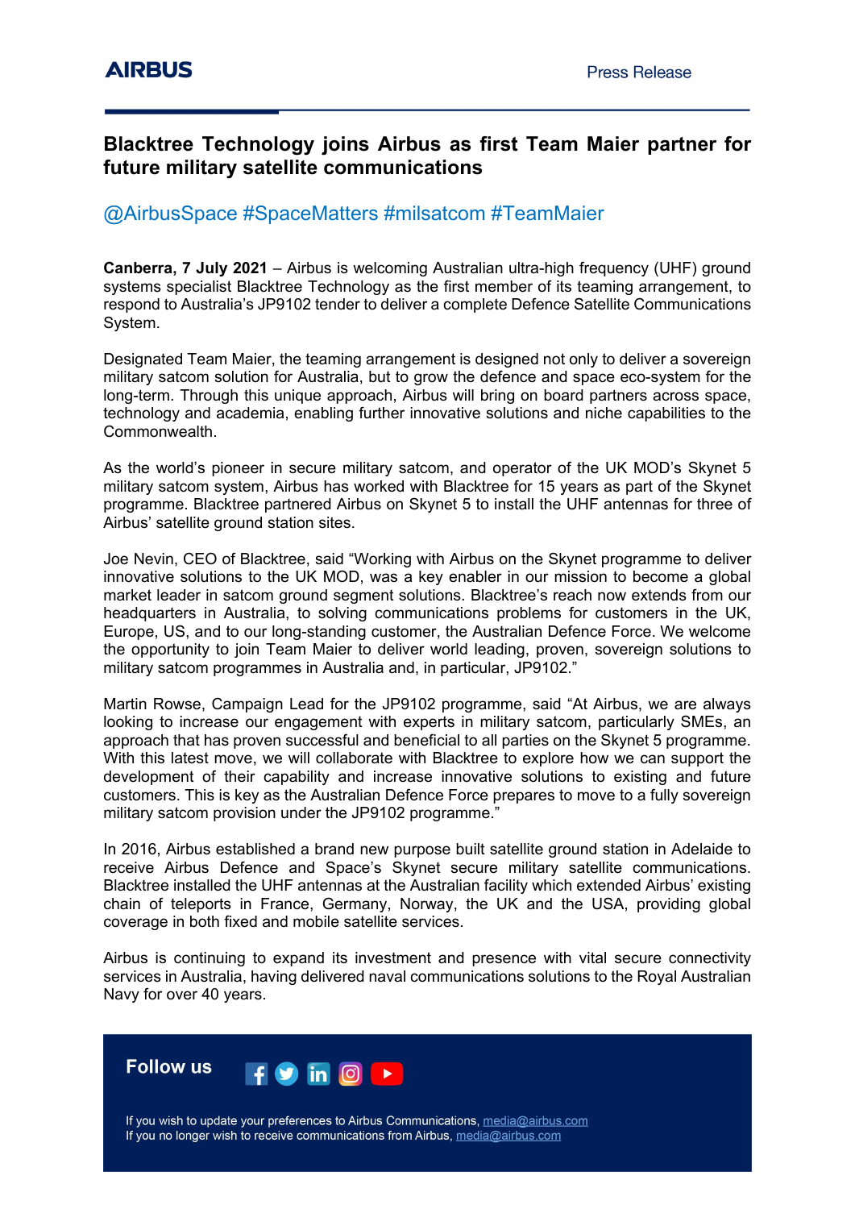AIRBUS

Press Release

# Blacktree Technology joins Airbus as first Team Maier partner for future military satellite communications

@AirbusSpace #SpaceMatters #milsatcom #TeamMaier

**Canberra, 7 July 2021** – Airbus is welcoming Australian ultra-high frequency (UHF) ground systems specialist Blacktree Technology as the first member of its teaming arrangement, to respond to Australia's JP9102 tender to deliver a complete Defence Satellite Communications System.

Designated Team Maier, the teaming arrangement is designed not only to deliver a sovereign military satcom solution for Australia, but to grow the defence and space eco-system for the long-term. Through this unique approach, Airbus will bring on board partners across space, technology and academia, enabling further innovative solutions and niche capabilities to the Commonwealth.

As the world's pioneer in secure military satcom, and operator of the UK MOD's Skynet 5 military satcom system, Airbus has worked with Blacktree for 15 years as part of the Skynet programme. Blacktree partnered Airbus on Skynet 5 to install the UHF antennas for three of Airbus' satellite ground station sites.

Joe Nevin, CEO of Blacktree, said "Working with Airbus on the Skynet programme to deliver innovative solutions to the UK MOD, was a key enabler in our mission to become a global market leader in satcom ground segment solutions. Blacktree's reach now extends from our headquarters in Australia, to solving communications problems for customers in the UK, Europe, US, and to our long-standing customer, the Australian Defence Force. We welcome the opportunity to join Team Maier to deliver world leading, proven, sovereign solutions to military satcom programmes in Australia and, in particular, JP9102."

Martin Rowse, Campaign Lead for the JP9102 programme, said "At Airbus, we are always looking to increase our engagement with experts in military satcom, particularly SMEs, an approach that has proven successful and beneficial to all parties on the Skynet 5 programme. With this latest move, we will collaborate with Blacktree to explore how we can support the development of their capability and increase innovative solutions to existing and future customers. This is key as the Australian Defence Force prepares to move to a fully sovereign military satcom provision under the JP9102 programme."

In 2016, Airbus established a brand new purpose built satellite ground station in Adelaide to receive Airbus Defence and Space's Skynet secure military satellite communications. Blacktree installed the UHF antennas at the Australian facility which extended Airbus' existing chain of teleports in France, Germany, Norway, the UK and the USA, providing global coverage in both fixed and mobile satellite services.

Airbus is continuing to expand its investment and presence with vital secure connectivity services in Australia, having delivered naval communications solutions to the Royal Australian Navy for over 40 years.

**Follow us**

If you wish to update your preferences to Airbus Communications, media@airbus.com
If you no longer wish to receive communications from Airbus, media@airbus.com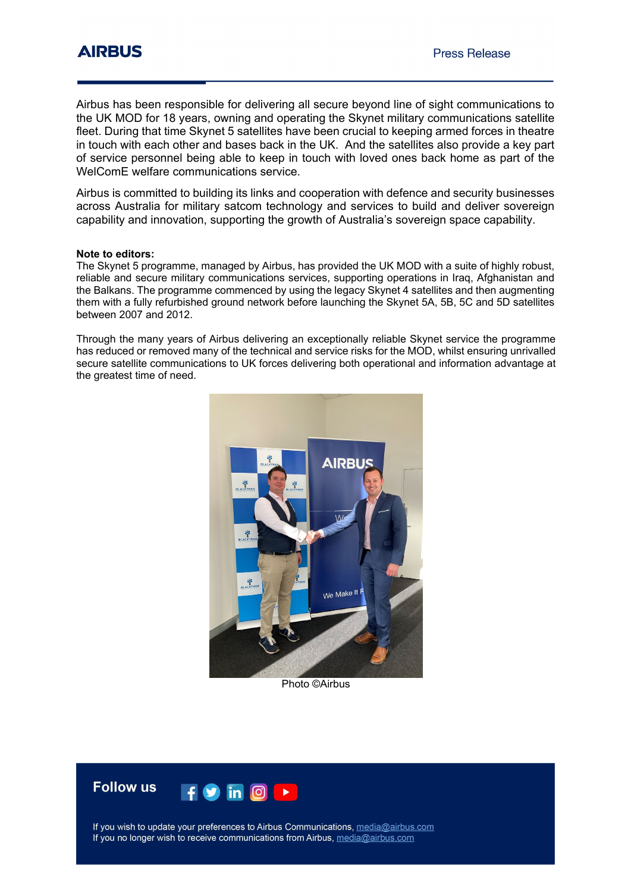Airbus has been responsible for delivering all secure beyond line of sight communications to the UK MOD for 18 years, owning and operating the Skynet military communications satellite fleet. During that time Skynet 5 satellites have been crucial to keeping armed forces in theatre in touch with each other and bases back in the UK. And the satellites also provide a key part of service personnel being able to keep in touch with loved ones back home as part of the WelComE welfare communications service.

Airbus is committed to building its links and cooperation with defence and security businesses across Australia for military satcom technology and services to build and deliver sovereign capability and innovation, supporting the growth of Australia's sovereign space capability.

**Note to editors:**
The Skynet 5 programme, managed by Airbus, has provided the UK MOD with a suite of highly robust, reliable and secure military communications services, supporting operations in Iraq, Afghanistan and the Balkans. The programme commenced by using the legacy Skynet 4 satellites and then augmenting them with a fully refurbished ground network before launching the Skynet 5A, 5B, 5C and 5D satellites between 2007 and 2012.

Through the many years of Airbus delivering an exceptionally reliable Skynet service the programme has reduced or removed many of the technical and service risks for the MOD, whilst ensuring unrivalled secure satellite communications to UK forces delivering both operational and information advantage at the greatest time of need.

Photo ©Airbus

**Follow us**

If you wish to update your preferences to Airbus Communications, media@airbus.com
If you no longer wish to receive communications from Airbus, media@airbus.com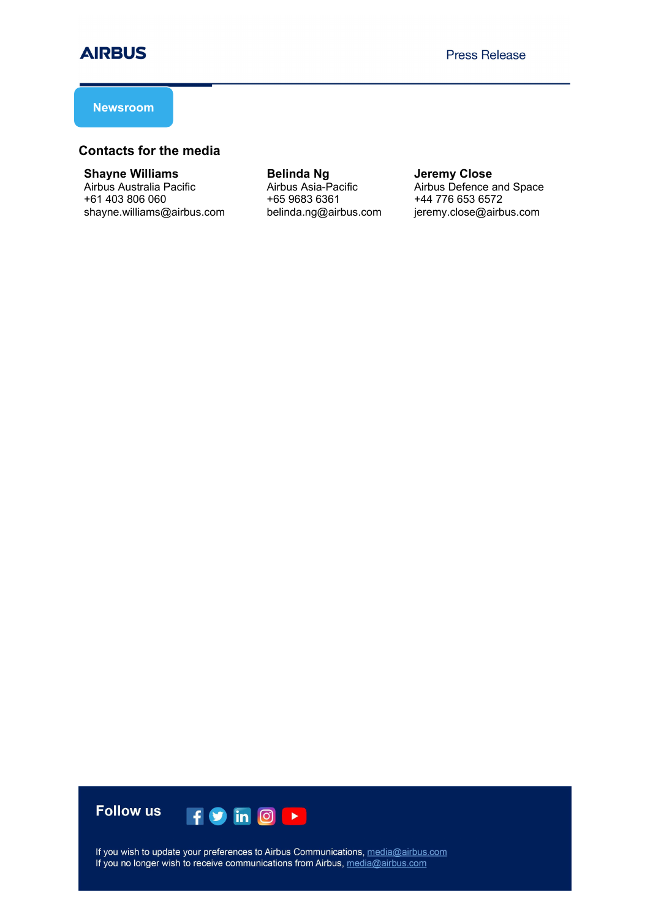Newsroom

## Contacts for the media

**Shayne Williams**
Airbus Australia Pacific
+61 403 806 060
shayne.williams@airbus.com

**Belinda Ng**
Airbus Asia-Pacific
+65 9683 6361
belinda.ng@airbus.com

**Jeremy Close**
Airbus Defence and Space
+44 776 653 6572
jeremy.close@airbus.com

**Follow us**

If you wish to update your preferences to Airbus Communications, media@airbus.com
If you no longer wish to receive communications from Airbus, media@airbus.com